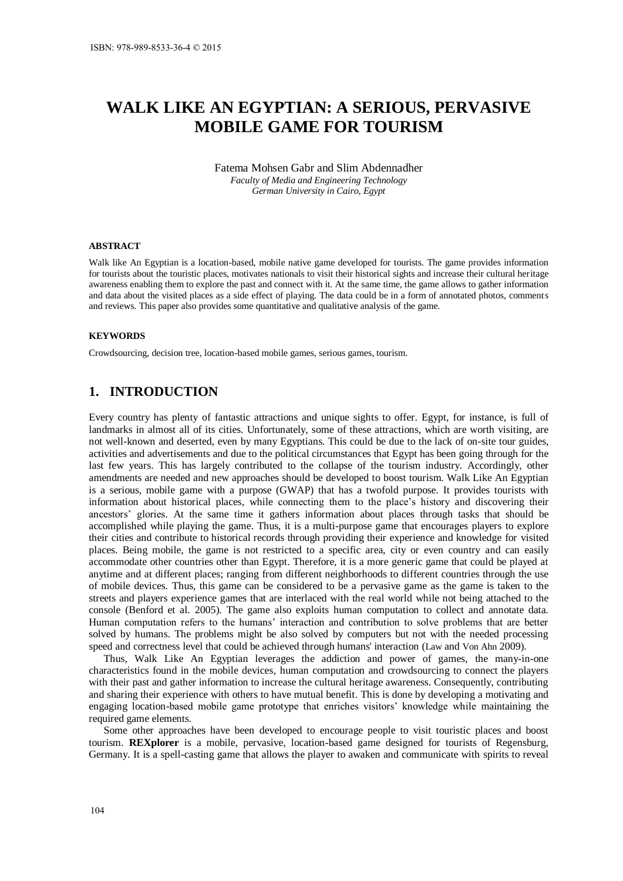ISBN: 978-989-8533-36-4 © 2015

# WALK LIKE AN EGYPTIAN: A SERIOUS, PERVASIVE MOBILE GAME FOR TOURISM

Fatema Mohsen Gabr and Slim Abdennadher
*Faculty of Media and Engineering Technology*
*German University in Cairo, Egypt*

#### ABSTRACT

Walk like An Egyptian is a location-based, mobile native game developed for tourists. The game provides information for tourists about the touristic places, motivates nationals to visit their historical sights and increase their cultural heritage awareness enabling them to explore the past and connect with it. At the same time, the game allows to gather information and data about the visited places as a side effect of playing. The data could be in a form of annotated photos, comments and reviews. This paper also provides some quantitative and qualitative analysis of the game.

#### KEYWORDS

Crowdsourcing, decision tree, location-based mobile games, serious games, tourism.

## 1. INTRODUCTION

Every country has plenty of fantastic attractions and unique sights to offer. Egypt, for instance, is full of landmarks in almost all of its cities. Unfortunately, some of these attractions, which are worth visiting, are not well-known and deserted, even by many Egyptians. This could be due to the lack of on-site tour guides, activities and advertisements and due to the political circumstances that Egypt has been going through for the last few years. This has largely contributed to the collapse of the tourism industry. Accordingly, other amendments are needed and new approaches should be developed to boost tourism. Walk Like An Egyptian is a serious, mobile game with a purpose (GWAP) that has a twofold purpose. It provides tourists with information about historical places, while connecting them to the place's history and discovering their ancestors' glories. At the same time it gathers information about places through tasks that should be accomplished while playing the game. Thus, it is a multi-purpose game that encourages players to explore their cities and contribute to historical records through providing their experience and knowledge for visited places. Being mobile, the game is not restricted to a specific area, city or even country and can easily accommodate other countries other than Egypt. Therefore, it is a more generic game that could be played at anytime and at different places; ranging from different neighborhoods to different countries through the use of mobile devices. Thus, this game can be considered to be a pervasive game as the game is taken to the streets and players experience games that are interlaced with the real world while not being attached to the console (Benford et al. 2005). The game also exploits human computation to collect and annotate data. Human computation refers to the humans' interaction and contribution to solve problems that are better solved by humans. The problems might be also solved by computers but not with the needed processing speed and correctness level that could be achieved through humans' interaction (Law and Von Ahn 2009).

Thus, Walk Like An Egyptian leverages the addiction and power of games, the many-in-one characteristics found in the mobile devices, human computation and crowdsourcing to connect the players with their past and gather information to increase the cultural heritage awareness. Consequently, contributing and sharing their experience with others to have mutual benefit. This is done by developing a motivating and engaging location-based mobile game prototype that enriches visitors' knowledge while maintaining the required game elements.

Some other approaches have been developed to encourage people to visit touristic places and boost tourism. **REXplorer** is a mobile, pervasive, location-based game designed for tourists of Regensburg, Germany. It is a spell-casting game that allows the player to awaken and communicate with spirits to reveal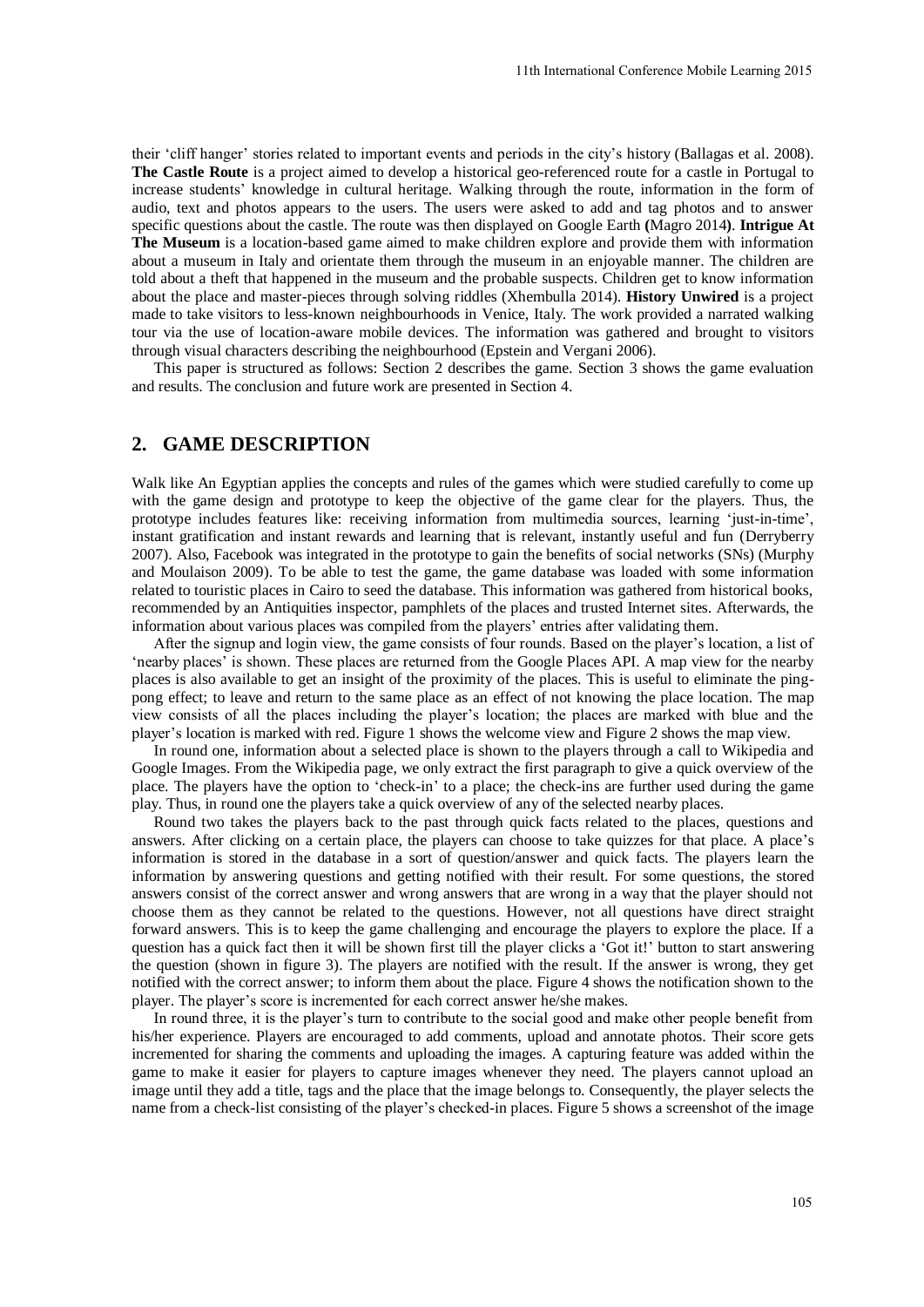their 'cliff hanger' stories related to important events and periods in the city's history (Ballagas et al. 2008). **The Castle Route** is a project aimed to develop a historical geo-referenced route for a castle in Portugal to increase students' knowledge in cultural heritage. Walking through the route, information in the form of audio, text and photos appears to the users. The users were asked to add and tag photos and to answer specific questions about the castle. The route was then displayed on Google Earth **(**Magro 2014**)**. **Intrigue At The Museum** is a location-based game aimed to make children explore and provide them with information about a museum in Italy and orientate them through the museum in an enjoyable manner. The children are told about a theft that happened in the museum and the probable suspects. Children get to know information about the place and master-pieces through solving riddles (Xhembulla 2014). **History Unwired** is a project made to take visitors to less-known neighbourhoods in Venice, Italy. The work provided a narrated walking tour via the use of location-aware mobile devices. The information was gathered and brought to visitors through visual characters describing the neighbourhood (Epstein and Vergani 2006).

This paper is structured as follows: Section 2 describes the game. Section 3 shows the game evaluation and results. The conclusion and future work are presented in Section 4.

## 2. GAME DESCRIPTION

Walk like An Egyptian applies the concepts and rules of the games which were studied carefully to come up with the game design and prototype to keep the objective of the game clear for the players. Thus, the prototype includes features like: receiving information from multimedia sources, learning 'just-in-time', instant gratification and instant rewards and learning that is relevant, instantly useful and fun (Derryberry 2007). Also, Facebook was integrated in the prototype to gain the benefits of social networks (SNs) (Murphy and Moulaison 2009). To be able to test the game, the game database was loaded with some information related to touristic places in Cairo to seed the database. This information was gathered from historical books, recommended by an Antiquities inspector, pamphlets of the places and trusted Internet sites. Afterwards, the information about various places was compiled from the players' entries after validating them.

After the signup and login view, the game consists of four rounds. Based on the player's location, a list of 'nearby places' is shown. These places are returned from the Google Places API. A map view for the nearby places is also available to get an insight of the proximity of the places. This is useful to eliminate the ping-pong effect; to leave and return to the same place as an effect of not knowing the place location. The map view consists of all the places including the player's location; the places are marked with blue and the player's location is marked with red. Figure 1 shows the welcome view and Figure 2 shows the map view.

In round one, information about a selected place is shown to the players through a call to Wikipedia and Google Images. From the Wikipedia page, we only extract the first paragraph to give a quick overview of the place. The players have the option to 'check-in' to a place; the check-ins are further used during the game play. Thus, in round one the players take a quick overview of any of the selected nearby places.

Round two takes the players back to the past through quick facts related to the places, questions and answers. After clicking on a certain place, the players can choose to take quizzes for that place. A place's information is stored in the database in a sort of question/answer and quick facts. The players learn the information by answering questions and getting notified with their result. For some questions, the stored answers consist of the correct answer and wrong answers that are wrong in a way that the player should not choose them as they cannot be related to the questions. However, not all questions have direct straight forward answers. This is to keep the game challenging and encourage the players to explore the place. If a question has a quick fact then it will be shown first till the player clicks a 'Got it!' button to start answering the question (shown in figure 3). The players are notified with the result. If the answer is wrong, they get notified with the correct answer; to inform them about the place. Figure 4 shows the notification shown to the player. The player's score is incremented for each correct answer he/she makes.

In round three, it is the player's turn to contribute to the social good and make other people benefit from his/her experience. Players are encouraged to add comments, upload and annotate photos. Their score gets incremented for sharing the comments and uploading the images. A capturing feature was added within the game to make it easier for players to capture images whenever they need. The players cannot upload an image until they add a title, tags and the place that the image belongs to. Consequently, the player selects the name from a check-list consisting of the player's checked-in places. Figure 5 shows a screenshot of the image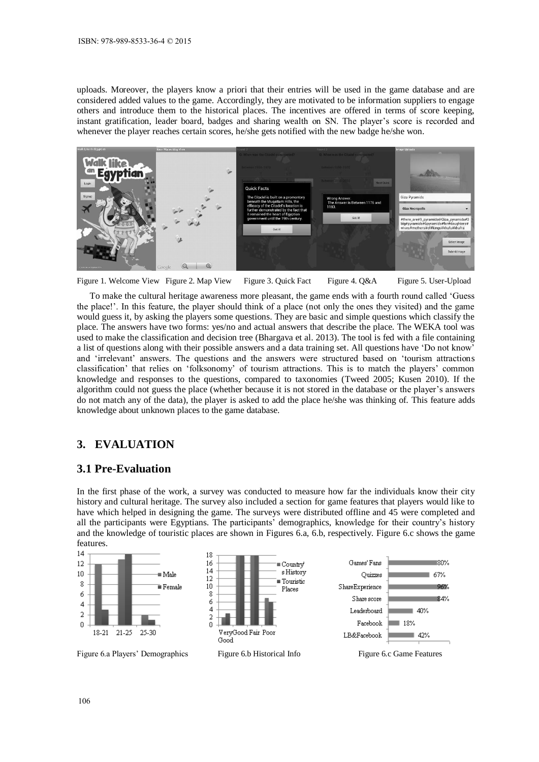uploads. Moreover, the players know a priori that their entries will be used in the game database and are considered added values to the game. Accordingly, they are motivated to be information suppliers to engage others and introduce them to the historical places. The incentives are offered in terms of score keeping, instant gratification, leader board, badges and sharing wealth on SN. The player's score is recorded and whenever the player reaches certain scores, he/she gets notified with the new badge he/she won.

Figure 1. Welcome View Figure 2. Map View Figure 3. Quick Fact Figure 4. Q&A Figure 5. User-Upload

To make the cultural heritage awareness more pleasant, the game ends with a fourth round called 'Guess the place!'. In this feature, the player should think of a place (not only the ones they visited) and the game would guess it, by asking the players some questions. They are basic and simple questions which classify the place. The answers have two forms: yes/no and actual answers that describe the place. The WEKA tool was used to make the classification and decision tree (Bhargava et al. 2013). The tool is fed with a file containing a list of questions along with their possible answers and a data training set. All questions have 'Do not know' and 'irrelevant' answers. The questions and the answers were structured based on 'tourism attractions classification' that relies on 'folksonomy' of tourism attractions. This is to match the players' common knowledge and responses to the questions, compared to taxonomies (Tweed 2005; Kusen 2010). If the algorithm could not guess the place (whether because it is not stored in the database or the player's answers do not match any of the data), the player is asked to add the place he/she was thinking of. This feature adds knowledge about unknown places to the game database.

## 3. EVALUATION

### 3.1 Pre-Evaluation

In the first phase of the work, a survey was conducted to measure how far the individuals know their city history and cultural heritage. The survey also included a section for game features that players would like to have which helped in designing the game. The surveys were distributed offline and 45 were completed and all the participants were Egyptians. The participants' demographics, knowledge for their country's history and the knowledge of touristic places are shown in Figures 6.a, 6.b, respectively. Figure 6.c shows the game features.

Figure 6.a Players' Demographics Figure 6.b Historical Info Figure 6.c Game Features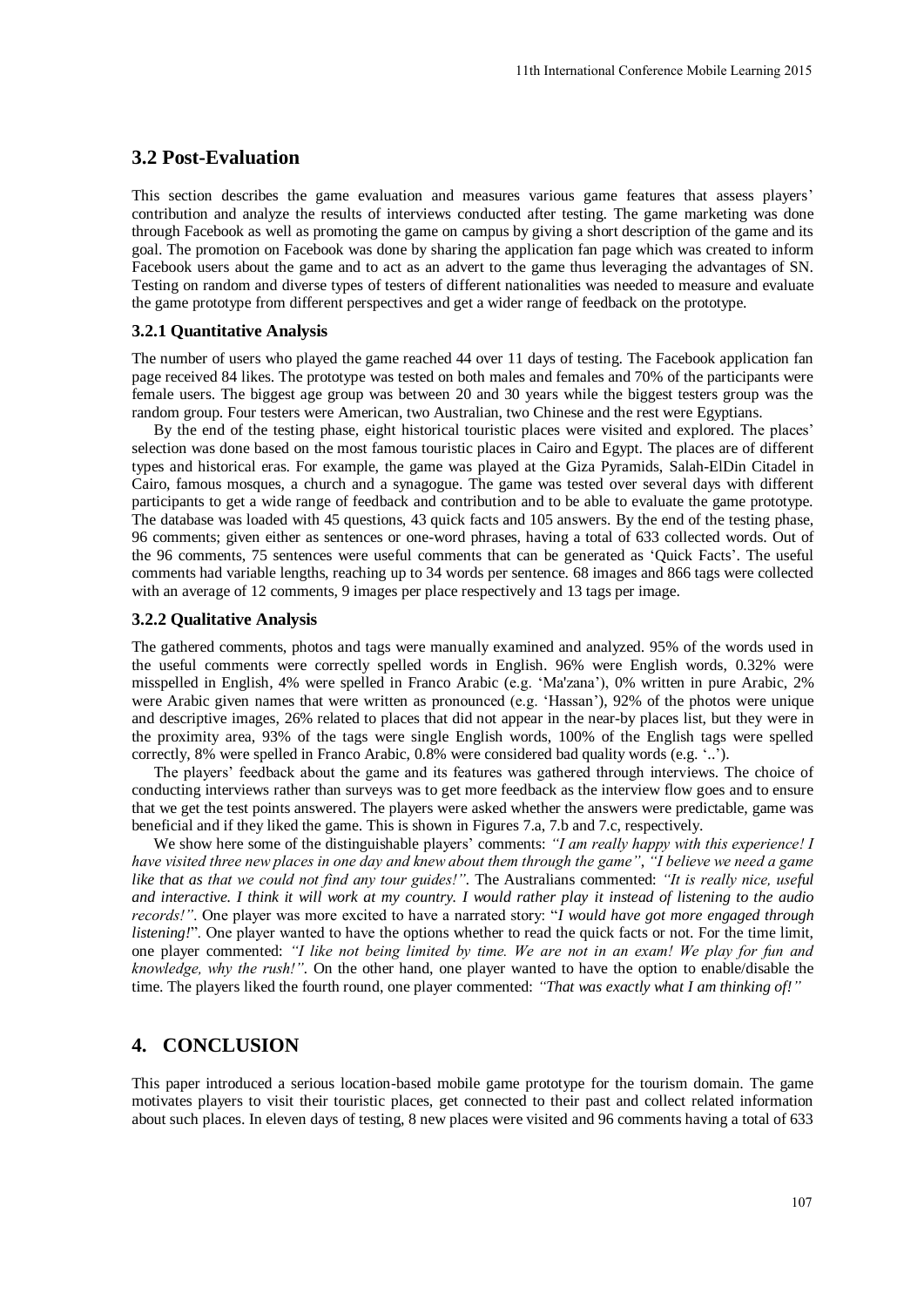## 3.2 Post-Evaluation

This section describes the game evaluation and measures various game features that assess players' contribution and analyze the results of interviews conducted after testing. The game marketing was done through Facebook as well as promoting the game on campus by giving a short description of the game and its goal. The promotion on Facebook was done by sharing the application fan page which was created to inform Facebook users about the game and to act as an advert to the game thus leveraging the advantages of SN. Testing on random and diverse types of testers of different nationalities was needed to measure and evaluate the game prototype from different perspectives and get a wider range of feedback on the prototype.

### 3.2.1 Quantitative Analysis

The number of users who played the game reached 44 over 11 days of testing. The Facebook application fan page received 84 likes. The prototype was tested on both males and females and 70% of the participants were female users. The biggest age group was between 20 and 30 years while the biggest testers group was the random group. Four testers were American, two Australian, two Chinese and the rest were Egyptians.

By the end of the testing phase, eight historical touristic places were visited and explored. The places' selection was done based on the most famous touristic places in Cairo and Egypt. The places are of different types and historical eras. For example, the game was played at the Giza Pyramids, Salah-ElDin Citadel in Cairo, famous mosques, a church and a synagogue. The game was tested over several days with different participants to get a wide range of feedback and contribution and to be able to evaluate the game prototype. The database was loaded with 45 questions, 43 quick facts and 105 answers. By the end of the testing phase, 96 comments; given either as sentences or one-word phrases, having a total of 633 collected words. Out of the 96 comments, 75 sentences were useful comments that can be generated as 'Quick Facts'. The useful comments had variable lengths, reaching up to 34 words per sentence. 68 images and 866 tags were collected with an average of 12 comments, 9 images per place respectively and 13 tags per image.

### 3.2.2 Qualitative Analysis

The gathered comments, photos and tags were manually examined and analyzed. 95% of the words used in the useful comments were correctly spelled words in English. 96% were English words, 0.32% were misspelled in English, 4% were spelled in Franco Arabic (e.g. 'Ma'zana'), 0% written in pure Arabic, 2% were Arabic given names that were written as pronounced (e.g. 'Hassan'), 92% of the photos were unique and descriptive images, 26% related to places that did not appear in the near-by places list, but they were in the proximity area, 93% of the tags were single English words, 100% of the English tags were spelled correctly, 8% were spelled in Franco Arabic, 0.8% were considered bad quality words (e.g. '..').

The players' feedback about the game and its features was gathered through interviews. The choice of conducting interviews rather than surveys was to get more feedback as the interview flow goes and to ensure that we get the test points answered. The players were asked whether the answers were predictable, game was beneficial and if they liked the game. This is shown in Figures 7.a, 7.b and 7.c, respectively.

We show here some of the distinguishable players' comments: *"I am really happy with this experience! I have visited three new places in one day and knew about them through the game"*, *"I believe we need a game like that as that we could not find any tour guides!"*. The Australians commented: *"It is really nice, useful and interactive. I think it will work at my country. I would rather play it instead of listening to the audio records!"*. One player was more excited to have a narrated story: "*I would have got more engaged through listening!*". One player wanted to have the options whether to read the quick facts or not. For the time limit, one player commented: *"I like not being limited by time. We are not in an exam! We play for fun and knowledge, why the rush!"*. On the other hand, one player wanted to have the option to enable/disable the time. The players liked the fourth round, one player commented: *"That was exactly what I am thinking of!"*

# 4. CONCLUSION

This paper introduced a serious location-based mobile game prototype for the tourism domain. The game motivates players to visit their touristic places, get connected to their past and collect related information about such places. In eleven days of testing, 8 new places were visited and 96 comments having a total of 633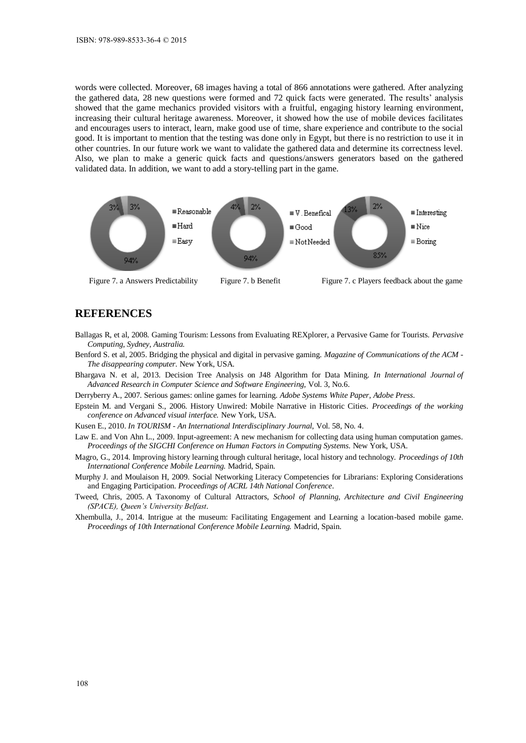words were collected. Moreover, 68 images having a total of 866 annotations were gathered. After analyzing the gathered data, 28 new questions were formed and 72 quick facts were generated. The results' analysis showed that the game mechanics provided visitors with a fruitful, engaging history learning environment, increasing their cultural heritage awareness. Moreover, it showed how the use of mobile devices facilitates and encourages users to interact, learn, make good use of time, share experience and contribute to the social good. It is important to mention that the testing was done only in Egypt, but there is no restriction to use it in other countries. In our future work we want to validate the gathered data and determine its correctness level. Also, we plan to make a generic quick facts and questions/answers generators based on the gathered validated data. In addition, we want to add a story-telling part in the game.

3% 3% 94%
Reasonable
Hard
Easy

Figure 7. a Answers Predictability

4% 2% 94%
V. Benefical
Good
NotNeeded

Figure 7. b Benefit

13% 2% 85%
Interesting
Nice
Boring

Figure 7. c Players feedback about the game

## REFERENCES

Ballagas R, et al, 2008. Gaming Tourism: Lessons from Evaluating REXplorer, a Pervasive Game for Tourists. *Pervasive Computing, Sydney, Australia.*

Benford S. et al, 2005. Bridging the physical and digital in pervasive gaming. *Magazine of Communications of the ACM - The disappearing computer.* New York, USA.

Bhargava N. et al, 2013. Decision Tree Analysis on J48 Algorithm for Data Mining. *In International Journal of Advanced Research in Computer Science and Software Engineering*, Vol. 3, No.6.

Derryberry A., 2007. Serious games: online games for learning. *Adobe Systems White Paper, Adobe Press.*

Epstein M. and Vergani S., 2006. History Unwired: Mobile Narrative in Historic Cities. *Proceedings of the working conference on Advanced visual interface.* New York, USA.

Kusen E., 2010. *In TOURISM - An International Interdisciplinary Journal*, Vol. 58, No. 4.

Law E. and Von Ahn L., 2009. Input-agreement: A new mechanism for collecting data using human computation games. *Proceedings of the SIGCHI Conference on Human Factors in Computing Systems.* New York, USA.

Magro, G., 2014. Improving history learning through cultural heritage, local history and technology. *Proceedings of 10th International Conference Mobile Learning.* Madrid, Spain.

Murphy J. and Moulaison H, 2009. Social Networking Literacy Competencies for Librarians: Exploring Considerations and Engaging Participation. *Proceedings of ACRL 14th National Conference*.

Tweed, Chris, 2005. A Taxonomy of Cultural Attractors, *School of Planning, Architecture and Civil Engineering (SPACE), Queen's University Belfast*.

Xhembulla, J., 2014. Intrigue at the museum: Facilitating Engagement and Learning a location-based mobile game. *Proceedings of 10th International Conference Mobile Learning.* Madrid, Spain.